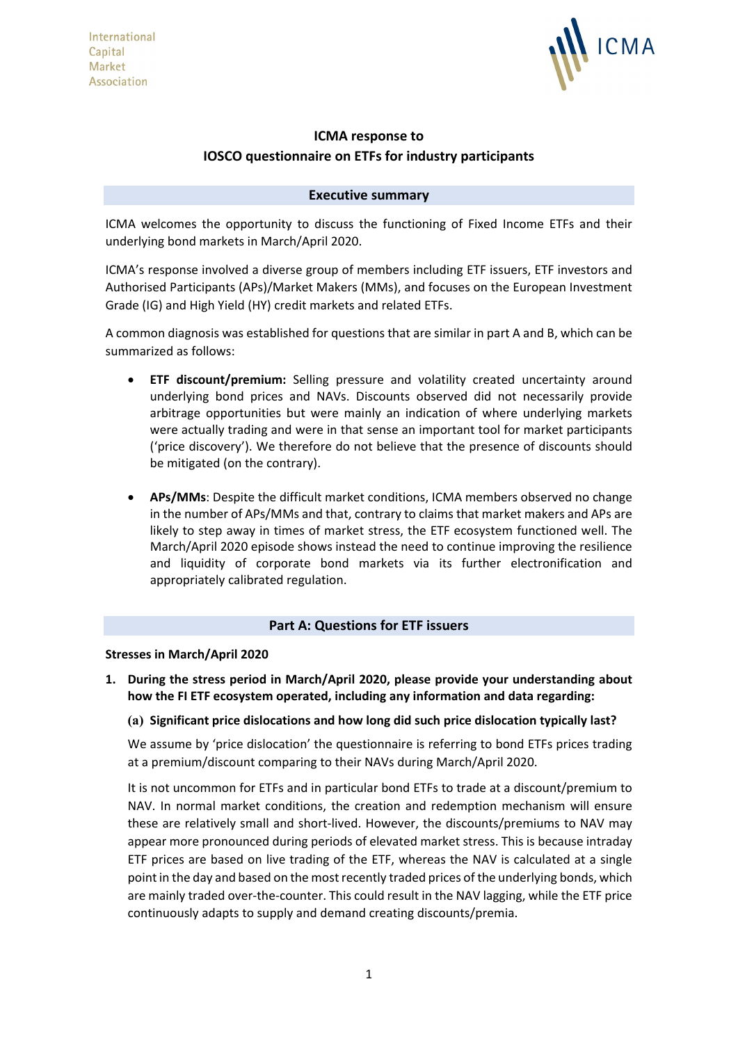International
Capital
Market
Association

ICMA

# ICMA response to IOSCO questionnaire on ETFs for industry participants

## Executive summary

ICMA welcomes the opportunity to discuss the functioning of Fixed Income ETFs and their underlying bond markets in March/April 2020.

ICMA's response involved a diverse group of members including ETF issuers, ETF investors and Authorised Participants (APs)/Market Makers (MMs), and focuses on the European Investment Grade (IG) and High Yield (HY) credit markets and related ETFs.

A common diagnosis was established for questions that are similar in part A and B, which can be summarized as follows:

- **ETF discount/premium:** Selling pressure and volatility created uncertainty around underlying bond prices and NAVs. Discounts observed did not necessarily provide arbitrage opportunities but were mainly an indication of where underlying markets were actually trading and were in that sense an important tool for market participants ('price discovery'). We therefore do not believe that the presence of discounts should be mitigated (on the contrary).

- **APs/MMs**: Despite the difficult market conditions, ICMA members observed no change in the number of APs/MMs and that, contrary to claims that market makers and APs are likely to step away in times of market stress, the ETF ecosystem functioned well. The March/April 2020 episode shows instead the need to continue improving the resilience and liquidity of corporate bond markets via its further electronification and appropriately calibrated regulation.

## Part A: Questions for ETF issuers

**Stresses in March/April 2020**

1. **During the stress period in March/April 2020, please provide your understanding about how the FI ETF ecosystem operated, including any information and data regarding:**

   **(a) Significant price dislocations and how long did such price dislocation typically last?**

   We assume by 'price dislocation' the questionnaire is referring to bond ETFs prices trading at a premium/discount comparing to their NAVs during March/April 2020.

   It is not uncommon for ETFs and in particular bond ETFs to trade at a discount/premium to NAV. In normal market conditions, the creation and redemption mechanism will ensure these are relatively small and short-lived. However, the discounts/premiums to NAV may appear more pronounced during periods of elevated market stress. This is because intraday ETF prices are based on live trading of the ETF, whereas the NAV is calculated at a single point in the day and based on the most recently traded prices of the underlying bonds, which are mainly traded over-the-counter. This could result in the NAV lagging, while the ETF price continuously adapts to supply and demand creating discounts/premia.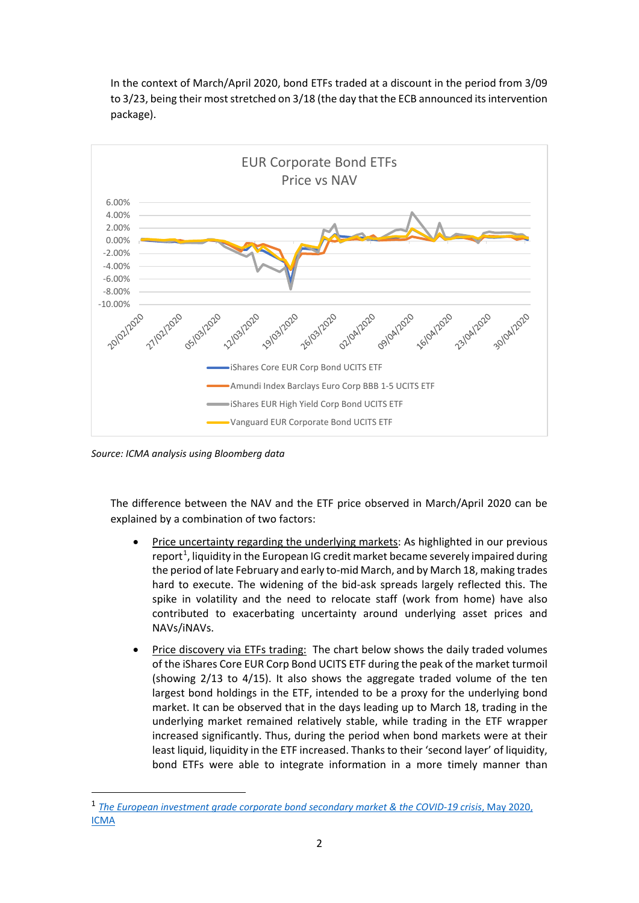In the context of March/April 2020, bond ETFs traded at a discount in the period from 3/09 to 3/23, being their most stretched on 3/18 (the day that the ECB announced its intervention package).

Source: ICMA analysis using Bloomberg data

The difference between the NAV and the ETF price observed in March/April 2020 can be explained by a combination of two factors:

- Price uncertainty regarding the underlying markets: As highlighted in our previous report[1], liquidity in the European IG credit market became severely impaired during the period of late February and early to-mid March, and by March 18, making trades hard to execute. The widening of the bid-ask spreads largely reflected this. The spike in volatility and the need to relocate staff (work from home) have also contributed to exacerbating uncertainty around underlying asset prices and NAVs/iNAVs.
- Price discovery via ETFs trading: The chart below shows the daily traded volumes of the iShares Core EUR Corp Bond UCITS ETF during the peak of the market turmoil (showing 2/13 to 4/15). It also shows the aggregate traded volume of the ten largest bond holdings in the ETF, intended to be a proxy for the underlying bond market. It can be observed that in the days leading up to March 18, trading in the underlying market remained relatively stable, while trading in the ETF wrapper increased significantly. Thus, during the period when bond markets were at their least liquid, liquidity in the ETF increased. Thanks to their 'second layer' of liquidity, bond ETFs were able to integrate information in a more timely manner than

[1] *The European investment grade corporate bond secondary market & the COVID-19 crisis*, May 2020, ICMA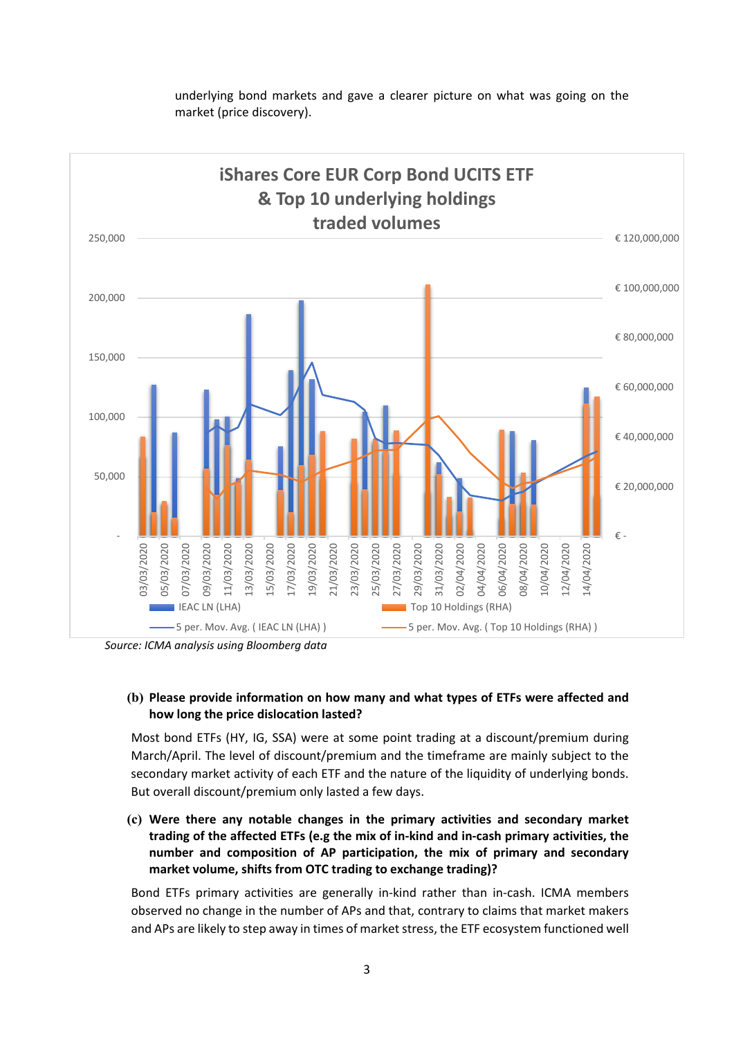underlying bond markets and gave a clearer picture on what was going on the market (price discovery).

*Source: ICMA analysis using Bloomberg data*

**(b) Please provide information on how many and what types of ETFs were affected and how long the price dislocation lasted?**

Most bond ETFs (HY, IG, SSA) were at some point trading at a discount/premium during March/April. The level of discount/premium and the timeframe are mainly subject to the secondary market activity of each ETF and the nature of the liquidity of underlying bonds. But overall discount/premium only lasted a few days.

**(c) Were there any notable changes in the primary activities and secondary market trading of the affected ETFs (e.g the mix of in-kind and in-cash primary activities, the number and composition of AP participation, the mix of primary and secondary market volume, shifts from OTC trading to exchange trading)?**

Bond ETFs primary activities are generally in-kind rather than in-cash. ICMA members observed no change in the number of APs and that, contrary to claims that market makers and APs are likely to step away in times of market stress, the ETF ecosystem functioned well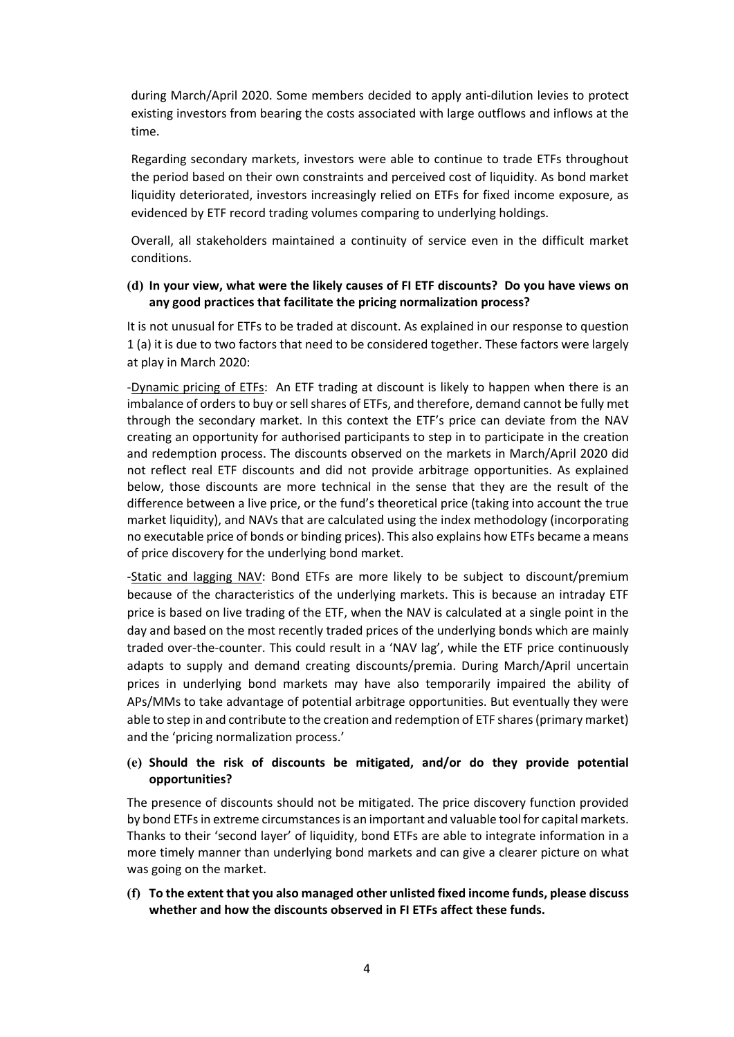during March/April 2020. Some members decided to apply anti-dilution levies to protect existing investors from bearing the costs associated with large outflows and inflows at the time.

Regarding secondary markets, investors were able to continue to trade ETFs throughout the period based on their own constraints and perceived cost of liquidity. As bond market liquidity deteriorated, investors increasingly relied on ETFs for fixed income exposure, as evidenced by ETF record trading volumes comparing to underlying holdings.

Overall, all stakeholders maintained a continuity of service even in the difficult market conditions.

**(d) In your view, what were the likely causes of FI ETF discounts? Do you have views on any good practices that facilitate the pricing normalization process?**

It is not unusual for ETFs to be traded at discount. As explained in our response to question 1 (a) it is due to two factors that need to be considered together. These factors were largely at play in March 2020:

-Dynamic pricing of ETFs: An ETF trading at discount is likely to happen when there is an imbalance of orders to buy or sell shares of ETFs, and therefore, demand cannot be fully met through the secondary market. In this context the ETF's price can deviate from the NAV creating an opportunity for authorised participants to step in to participate in the creation and redemption process. The discounts observed on the markets in March/April 2020 did not reflect real ETF discounts and did not provide arbitrage opportunities. As explained below, those discounts are more technical in the sense that they are the result of the difference between a live price, or the fund's theoretical price (taking into account the true market liquidity), and NAVs that are calculated using the index methodology (incorporating no executable price of bonds or binding prices). This also explains how ETFs became a means of price discovery for the underlying bond market.

-Static and lagging NAV: Bond ETFs are more likely to be subject to discount/premium because of the characteristics of the underlying markets. This is because an intraday ETF price is based on live trading of the ETF, when the NAV is calculated at a single point in the day and based on the most recently traded prices of the underlying bonds which are mainly traded over-the-counter. This could result in a 'NAV lag', while the ETF price continuously adapts to supply and demand creating discounts/premia. During March/April uncertain prices in underlying bond markets may have also temporarily impaired the ability of APs/MMs to take advantage of potential arbitrage opportunities. But eventually they were able to step in and contribute to the creation and redemption of ETF shares (primary market) and the 'pricing normalization process.'

**(e) Should the risk of discounts be mitigated, and/or do they provide potential opportunities?**

The presence of discounts should not be mitigated. The price discovery function provided by bond ETFs in extreme circumstances is an important and valuable tool for capital markets. Thanks to their 'second layer' of liquidity, bond ETFs are able to integrate information in a more timely manner than underlying bond markets and can give a clearer picture on what was going on the market.

**(f) To the extent that you also managed other unlisted fixed income funds, please discuss whether and how the discounts observed in FI ETFs affect these funds.**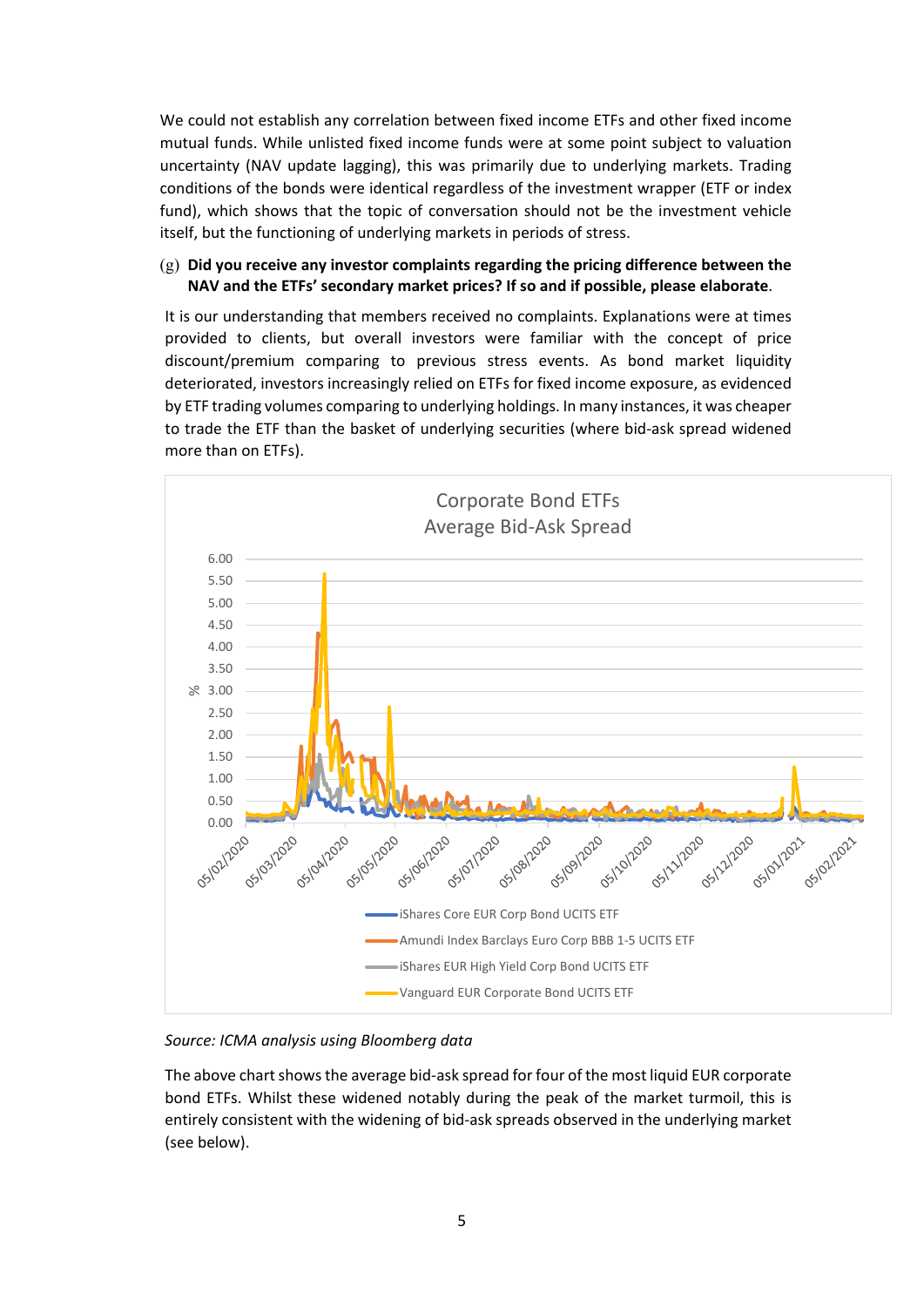We could not establish any correlation between fixed income ETFs and other fixed income mutual funds. While unlisted fixed income funds were at some point subject to valuation uncertainty (NAV update lagging), this was primarily due to underlying markets. Trading conditions of the bonds were identical regardless of the investment wrapper (ETF or index fund), which shows that the topic of conversation should not be the investment vehicle itself, but the functioning of underlying markets in periods of stress.

(g) **Did you receive any investor complaints regarding the pricing difference between the NAV and the ETFs' secondary market prices? If so and if possible, please elaborate**.

It is our understanding that members received no complaints. Explanations were at times provided to clients, but overall investors were familiar with the concept of price discount/premium comparing to previous stress events. As bond market liquidity deteriorated, investors increasingly relied on ETFs for fixed income exposure, as evidenced by ETF trading volumes comparing to underlying holdings. In many instances, it was cheaper to trade the ETF than the basket of underlying securities (where bid-ask spread widened more than on ETFs).

*Source: ICMA analysis using Bloomberg data*

The above chart shows the average bid-ask spread for four of the most liquid EUR corporate bond ETFs. Whilst these widened notably during the peak of the market turmoil, this is entirely consistent with the widening of bid-ask spreads observed in the underlying market (see below).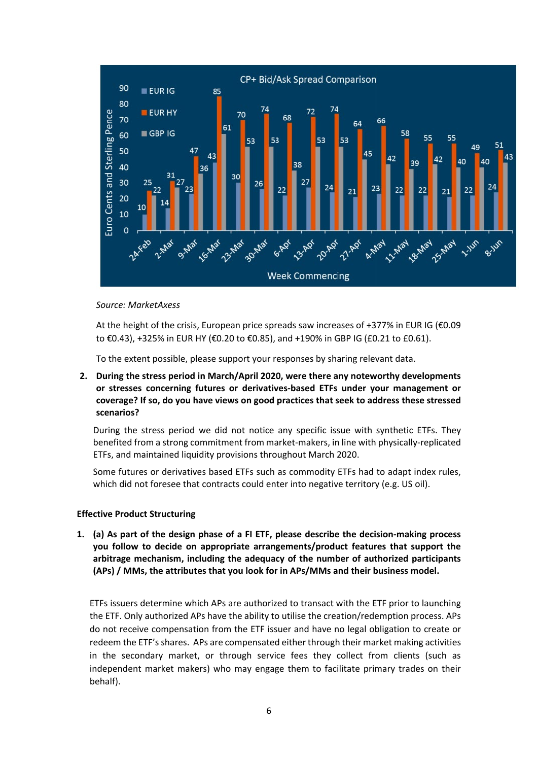**CP+ Bid/Ask Spread Comparison** (Euro Cents and Sterling Pence, by Week Commencing)

| Week Commencing | EUR IG | EUR HY | GBP IG |
|---|---|---|---|
| 24-Feb | 10 | 25 | 22 |
| 2-Mar | 14 | 31 | 27 |
| 9-Mar | 23 | 47 | 36 |
| 16-Mar | 43 | 85 | 61 |
| 23-Mar | 30 | 70 | 53 |
| 30-Mar | 26 | 74 | 53 |
| 6-Apr | 22 | 68 | 38 |
| 13-Apr | 27 | 72 | 53 |
| 20-Apr | 24 | 74 | 53 |
| 27-Apr | 21 | 64 | 45 |
| 4-May | 23 | 66 | 42 |
| 11-May | 22 | 58 | 39 |
| 18-May | 22 | 55 | 42 |
| 25-May | 21 | 55 | 40 |
| 1-Jun | 22 | 49 | 40 |
| 8-Jun | 24 | 51 | 43 |

*Source: MarketAxess*

At the height of the crisis, European price spreads saw increases of +377% in EUR IG (€0.09 to €0.43), +325% in EUR HY (€0.20 to €0.85), and +190% in GBP IG (£0.21 to £0.61).

To the extent possible, please support your responses by sharing relevant data.

**2. During the stress period in March/April 2020, were there any noteworthy developments or stresses concerning futures or derivatives-based ETFs under your management or coverage? If so, do you have views on good practices that seek to address these stressed scenarios?**

During the stress period we did not notice any specific issue with synthetic ETFs. They benefited from a strong commitment from market-makers, in line with physically-replicated ETFs, and maintained liquidity provisions throughout March 2020.

Some futures or derivatives based ETFs such as commodity ETFs had to adapt index rules, which did not foresee that contracts could enter into negative territory (e.g. US oil).

### Effective Product Structuring

**1. (a) As part of the design phase of a FI ETF, please describe the decision-making process you follow to decide on appropriate arrangements/product features that support the arbitrage mechanism, including the adequacy of the number of authorized participants (APs) / MMs, the attributes that you look for in APs/MMs and their business model.**

ETFs issuers determine which APs are authorized to transact with the ETF prior to launching the ETF. Only authorized APs have the ability to utilise the creation/redemption process. APs do not receive compensation from the ETF issuer and have no legal obligation to create or redeem the ETF's shares. APs are compensated either through their market making activities in the secondary market, or through service fees they collect from clients (such as independent market makers) who may engage them to facilitate primary trades on their behalf).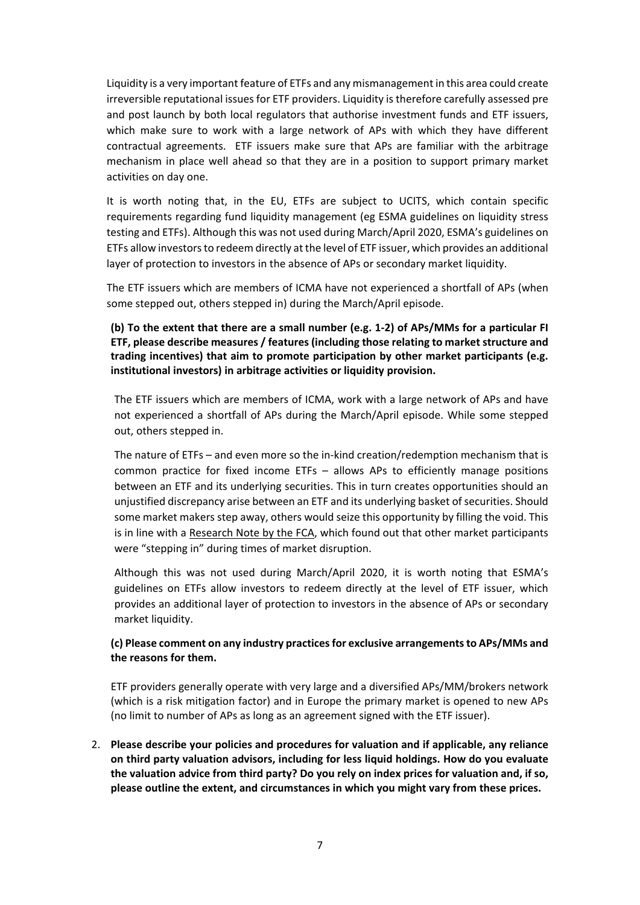Liquidity is a very important feature of ETFs and any mismanagement in this area could create irreversible reputational issues for ETF providers. Liquidity is therefore carefully assessed pre and post launch by both local regulators that authorise investment funds and ETF issuers, which make sure to work with a large network of APs with which they have different contractual agreements. ETF issuers make sure that APs are familiar with the arbitrage mechanism in place well ahead so that they are in a position to support primary market activities on day one.

It is worth noting that, in the EU, ETFs are subject to UCITS, which contain specific requirements regarding fund liquidity management (eg ESMA guidelines on liquidity stress testing and ETFs). Although this was not used during March/April 2020, ESMA's guidelines on ETFs allow investors to redeem directly at the level of ETF issuer, which provides an additional layer of protection to investors in the absence of APs or secondary market liquidity.

The ETF issuers which are members of ICMA have not experienced a shortfall of APs (when some stepped out, others stepped in) during the March/April episode.

**(b) To the extent that there are a small number (e.g. 1-2) of APs/MMs for a particular FI ETF, please describe measures / features (including those relating to market structure and trading incentives) that aim to promote participation by other market participants (e.g. institutional investors) in arbitrage activities or liquidity provision.**

The ETF issuers which are members of ICMA, work with a large network of APs and have not experienced a shortfall of APs during the March/April episode. While some stepped out, others stepped in.

The nature of ETFs – and even more so the in-kind creation/redemption mechanism that is common practice for fixed income ETFs – allows APs to efficiently manage positions between an ETF and its underlying securities. This in turn creates opportunities should an unjustified discrepancy arise between an ETF and its underlying basket of securities. Should some market makers step away, others would seize this opportunity by filling the void. This is in line with a Research Note by the FCA, which found out that other market participants were "stepping in" during times of market disruption.

Although this was not used during March/April 2020, it is worth noting that ESMA's guidelines on ETFs allow investors to redeem directly at the level of ETF issuer, which provides an additional layer of protection to investors in the absence of APs or secondary market liquidity.

**(c) Please comment on any industry practices for exclusive arrangements to APs/MMs and the reasons for them.**

ETF providers generally operate with very large and a diversified APs/MM/brokers network (which is a risk mitigation factor) and in Europe the primary market is opened to new APs (no limit to number of APs as long as an agreement signed with the ETF issuer).

2. **Please describe your policies and procedures for valuation and if applicable, any reliance on third party valuation advisors, including for less liquid holdings. How do you evaluate the valuation advice from third party? Do you rely on index prices for valuation and, if so, please outline the extent, and circumstances in which you might vary from these prices.**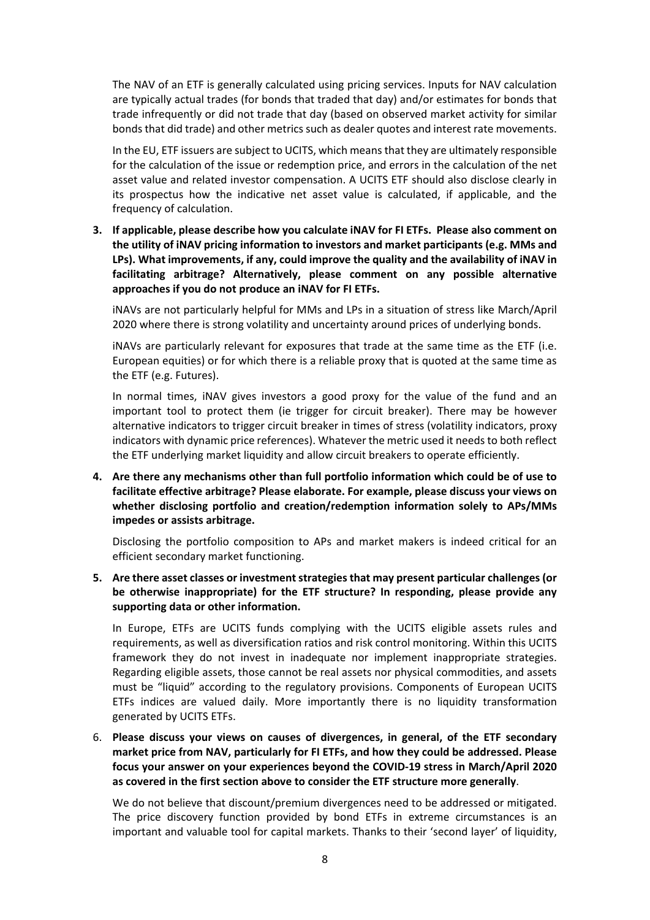The NAV of an ETF is generally calculated using pricing services. Inputs for NAV calculation are typically actual trades (for bonds that traded that day) and/or estimates for bonds that trade infrequently or did not trade that day (based on observed market activity for similar bonds that did trade) and other metrics such as dealer quotes and interest rate movements.

In the EU, ETF issuers are subject to UCITS, which means that they are ultimately responsible for the calculation of the issue or redemption price, and errors in the calculation of the net asset value and related investor compensation. A UCITS ETF should also disclose clearly in its prospectus how the indicative net asset value is calculated, if applicable, and the frequency of calculation.

3. **If applicable, please describe how you calculate iNAV for FI ETFs. Please also comment on the utility of iNAV pricing information to investors and market participants (e.g. MMs and LPs). What improvements, if any, could improve the quality and the availability of iNAV in facilitating arbitrage? Alternatively, please comment on any possible alternative approaches if you do not produce an iNAV for FI ETFs.**

   iNAVs are not particularly helpful for MMs and LPs in a situation of stress like March/April 2020 where there is strong volatility and uncertainty around prices of underlying bonds.

   iNAVs are particularly relevant for exposures that trade at the same time as the ETF (i.e. European equities) or for which there is a reliable proxy that is quoted at the same time as the ETF (e.g. Futures).

   In normal times, iNAV gives investors a good proxy for the value of the fund and an important tool to protect them (ie trigger for circuit breaker). There may be however alternative indicators to trigger circuit breaker in times of stress (volatility indicators, proxy indicators with dynamic price references). Whatever the metric used it needs to both reflect the ETF underlying market liquidity and allow circuit breakers to operate efficiently.

4. **Are there any mechanisms other than full portfolio information which could be of use to facilitate effective arbitrage? Please elaborate. For example, please discuss your views on whether disclosing portfolio and creation/redemption information solely to APs/MMs impedes or assists arbitrage.**

   Disclosing the portfolio composition to APs and market makers is indeed critical for an efficient secondary market functioning.

5. **Are there asset classes or investment strategies that may present particular challenges (or be otherwise inappropriate) for the ETF structure? In responding, please provide any supporting data or other information.**

   In Europe, ETFs are UCITS funds complying with the UCITS eligible assets rules and requirements, as well as diversification ratios and risk control monitoring. Within this UCITS framework they do not invest in inadequate nor implement inappropriate strategies. Regarding eligible assets, those cannot be real assets nor physical commodities, and assets must be "liquid" according to the regulatory provisions. Components of European UCITS ETFs indices are valued daily. More importantly there is no liquidity transformation generated by UCITS ETFs.

6. **Please discuss your views on causes of divergences, in general, of the ETF secondary market price from NAV, particularly for FI ETFs, and how they could be addressed. Please focus your answer on your experiences beyond the COVID-19 stress in March/April 2020 as covered in the first section above to consider the ETF structure more generally**.

   We do not believe that discount/premium divergences need to be addressed or mitigated. The price discovery function provided by bond ETFs in extreme circumstances is an important and valuable tool for capital markets. Thanks to their 'second layer' of liquidity,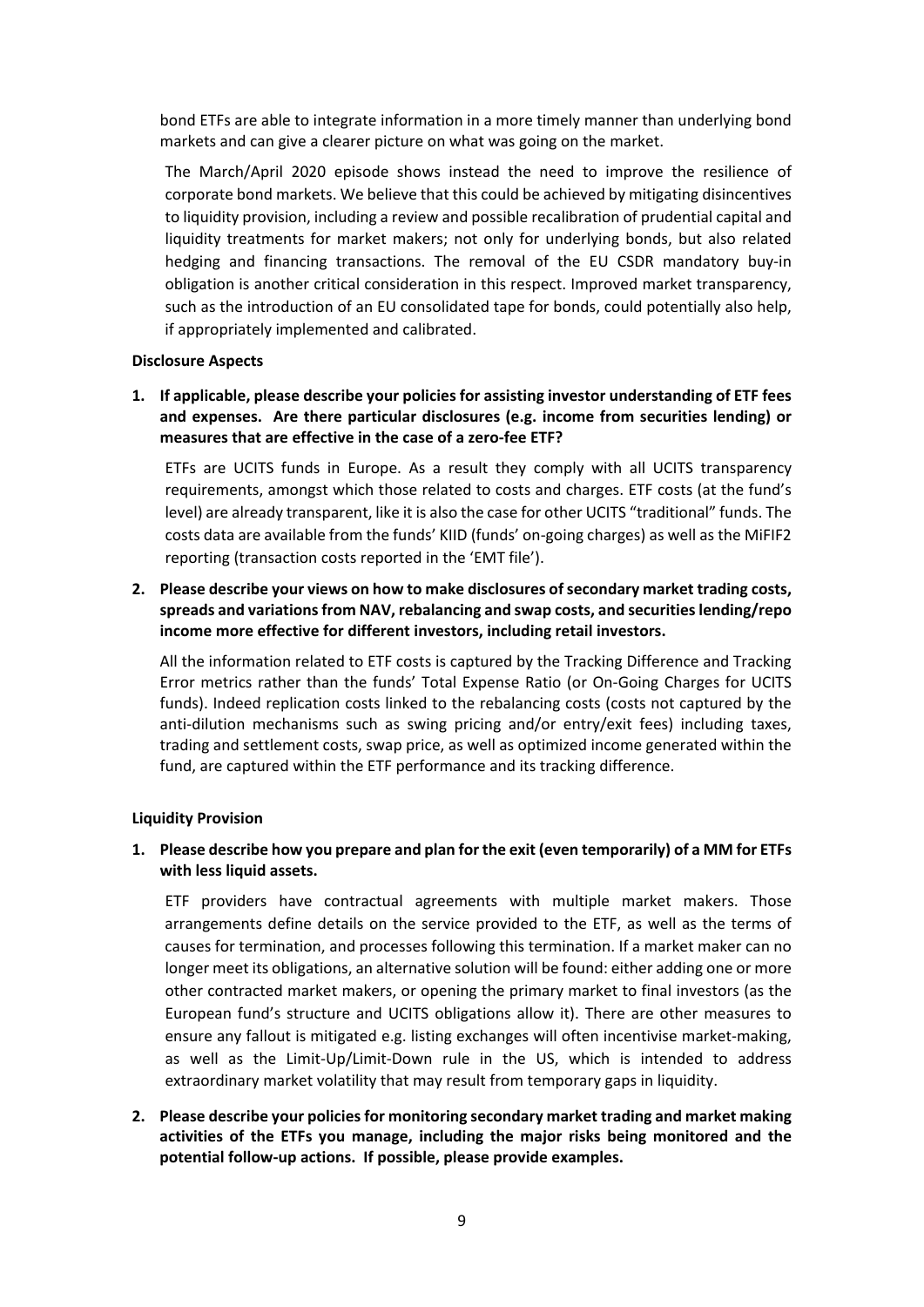bond ETFs are able to integrate information in a more timely manner than underlying bond markets and can give a clearer picture on what was going on the market.

The March/April 2020 episode shows instead the need to improve the resilience of corporate bond markets. We believe that this could be achieved by mitigating disincentives to liquidity provision, including a review and possible recalibration of prudential capital and liquidity treatments for market makers; not only for underlying bonds, but also related hedging and financing transactions. The removal of the EU CSDR mandatory buy-in obligation is another critical consideration in this respect. Improved market transparency, such as the introduction of an EU consolidated tape for bonds, could potentially also help, if appropriately implemented and calibrated.

**Disclosure Aspects**

1. **If applicable, please describe your policies for assisting investor understanding of ETF fees and expenses. Are there particular disclosures (e.g. income from securities lending) or measures that are effective in the case of a zero-fee ETF?**

   ETFs are UCITS funds in Europe. As a result they comply with all UCITS transparency requirements, amongst which those related to costs and charges. ETF costs (at the fund's level) are already transparent, like it is also the case for other UCITS "traditional" funds. The costs data are available from the funds' KIID (funds' on-going charges) as well as the MiFIF2 reporting (transaction costs reported in the 'EMT file').

2. **Please describe your views on how to make disclosures of secondary market trading costs, spreads and variations from NAV, rebalancing and swap costs, and securities lending/repo income more effective for different investors, including retail investors.**

   All the information related to ETF costs is captured by the Tracking Difference and Tracking Error metrics rather than the funds' Total Expense Ratio (or On-Going Charges for UCITS funds). Indeed replication costs linked to the rebalancing costs (costs not captured by the anti-dilution mechanisms such as swing pricing and/or entry/exit fees) including taxes, trading and settlement costs, swap price, as well as optimized income generated within the fund, are captured within the ETF performance and its tracking difference.

**Liquidity Provision**

1. **Please describe how you prepare and plan for the exit (even temporarily) of a MM for ETFs with less liquid assets.**

   ETF providers have contractual agreements with multiple market makers. Those arrangements define details on the service provided to the ETF, as well as the terms of causes for termination, and processes following this termination. If a market maker can no longer meet its obligations, an alternative solution will be found: either adding one or more other contracted market makers, or opening the primary market to final investors (as the European fund's structure and UCITS obligations allow it). There are other measures to ensure any fallout is mitigated e.g. listing exchanges will often incentivise market-making, as well as the Limit-Up/Limit-Down rule in the US, which is intended to address extraordinary market volatility that may result from temporary gaps in liquidity.

2. **Please describe your policies for monitoring secondary market trading and market making activities of the ETFs you manage, including the major risks being monitored and the potential follow-up actions. If possible, please provide examples.**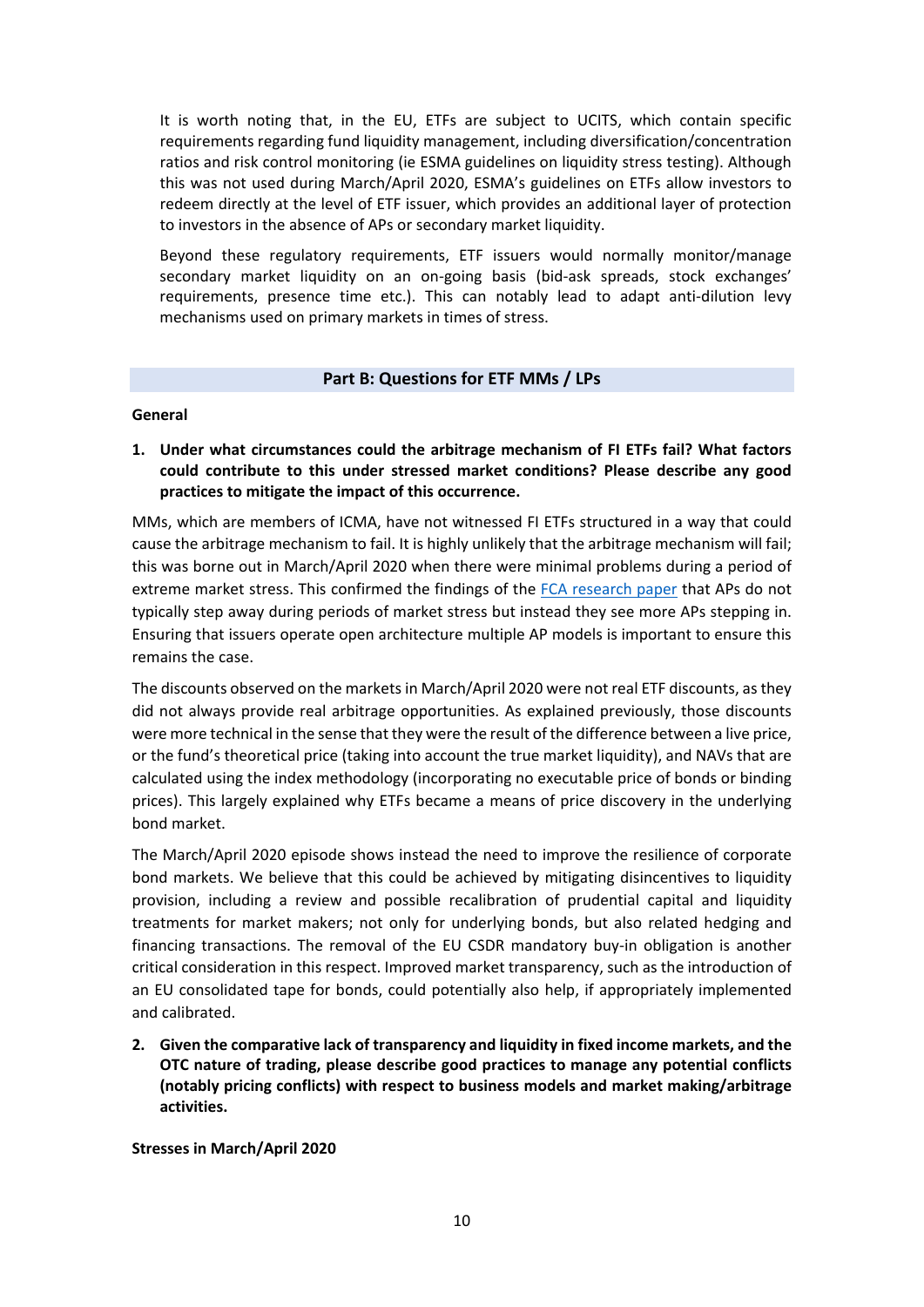It is worth noting that, in the EU, ETFs are subject to UCITS, which contain specific requirements regarding fund liquidity management, including diversification/concentration ratios and risk control monitoring (ie ESMA guidelines on liquidity stress testing). Although this was not used during March/April 2020, ESMA's guidelines on ETFs allow investors to redeem directly at the level of ETF issuer, which provides an additional layer of protection to investors in the absence of APs or secondary market liquidity.

Beyond these regulatory requirements, ETF issuers would normally monitor/manage secondary market liquidity on an on-going basis (bid-ask spreads, stock exchanges' requirements, presence time etc.). This can notably lead to adapt anti-dilution levy mechanisms used on primary markets in times of stress.

## Part B: Questions for ETF MMs / LPs

**General**

1. **Under what circumstances could the arbitrage mechanism of FI ETFs fail? What factors could contribute to this under stressed market conditions? Please describe any good practices to mitigate the impact of this occurrence.**

MMs, which are members of ICMA, have not witnessed FI ETFs structured in a way that could cause the arbitrage mechanism to fail. It is highly unlikely that the arbitrage mechanism will fail; this was borne out in March/April 2020 when there were minimal problems during a period of extreme market stress. This confirmed the findings of the FCA research paper that APs do not typically step away during periods of market stress but instead they see more APs stepping in. Ensuring that issuers operate open architecture multiple AP models is important to ensure this remains the case.

The discounts observed on the markets in March/April 2020 were not real ETF discounts, as they did not always provide real arbitrage opportunities. As explained previously, those discounts were more technical in the sense that they were the result of the difference between a live price, or the fund's theoretical price (taking into account the true market liquidity), and NAVs that are calculated using the index methodology (incorporating no executable price of bonds or binding prices). This largely explained why ETFs became a means of price discovery in the underlying bond market.

The March/April 2020 episode shows instead the need to improve the resilience of corporate bond markets. We believe that this could be achieved by mitigating disincentives to liquidity provision, including a review and possible recalibration of prudential capital and liquidity treatments for market makers; not only for underlying bonds, but also related hedging and financing transactions. The removal of the EU CSDR mandatory buy-in obligation is another critical consideration in this respect. Improved market transparency, such as the introduction of an EU consolidated tape for bonds, could potentially also help, if appropriately implemented and calibrated.

2. **Given the comparative lack of transparency and liquidity in fixed income markets, and the OTC nature of trading, please describe good practices to manage any potential conflicts (notably pricing conflicts) with respect to business models and market making/arbitrage activities.**

**Stresses in March/April 2020**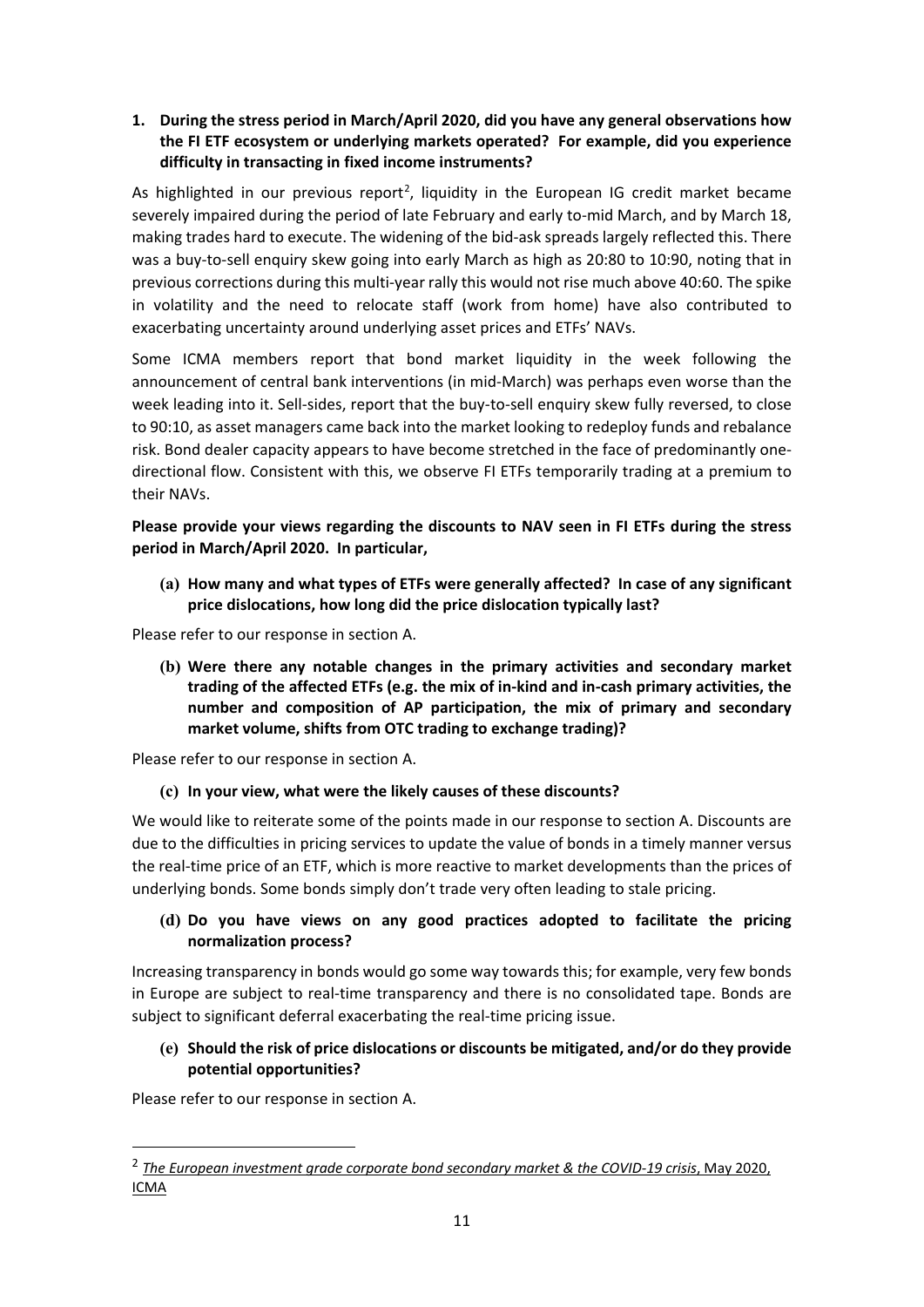**1. During the stress period in March/April 2020, did you have any general observations how the FI ETF ecosystem or underlying markets operated? For example, did you experience difficulty in transacting in fixed income instruments?**

As highlighted in our previous report[2], liquidity in the European IG credit market became severely impaired during the period of late February and early to-mid March, and by March 18, making trades hard to execute. The widening of the bid-ask spreads largely reflected this. There was a buy-to-sell enquiry skew going into early March as high as 20:80 to 10:90, noting that in previous corrections during this multi-year rally this would not rise much above 40:60. The spike in volatility and the need to relocate staff (work from home) have also contributed to exacerbating uncertainty around underlying asset prices and ETFs' NAVs.

Some ICMA members report that bond market liquidity in the week following the announcement of central bank interventions (in mid-March) was perhaps even worse than the week leading into it. Sell-sides, report that the buy-to-sell enquiry skew fully reversed, to close to 90:10, as asset managers came back into the market looking to redeploy funds and rebalance risk. Bond dealer capacity appears to have become stretched in the face of predominantly one-directional flow. Consistent with this, we observe FI ETFs temporarily trading at a premium to their NAVs.

**Please provide your views regarding the discounts to NAV seen in FI ETFs during the stress period in March/April 2020. In particular,**

**(a) How many and what types of ETFs were generally affected? In case of any significant price dislocations, how long did the price dislocation typically last?**

Please refer to our response in section A.

**(b) Were there any notable changes in the primary activities and secondary market trading of the affected ETFs (e.g. the mix of in-kind and in-cash primary activities, the number and composition of AP participation, the mix of primary and secondary market volume, shifts from OTC trading to exchange trading)?**

Please refer to our response in section A.

**(c) In your view, what were the likely causes of these discounts?**

We would like to reiterate some of the points made in our response to section A. Discounts are due to the difficulties in pricing services to update the value of bonds in a timely manner versus the real-time price of an ETF, which is more reactive to market developments than the prices of underlying bonds. Some bonds simply don't trade very often leading to stale pricing.

**(d) Do you have views on any good practices adopted to facilitate the pricing normalization process?**

Increasing transparency in bonds would go some way towards this; for example, very few bonds in Europe are subject to real-time transparency and there is no consolidated tape. Bonds are subject to significant deferral exacerbating the real-time pricing issue.

**(e) Should the risk of price dislocations or discounts be mitigated, and/or do they provide potential opportunities?**

Please refer to our response in section A.

---

[2] *The European investment grade corporate bond secondary market & the COVID-19 crisis*, May 2020, ICMA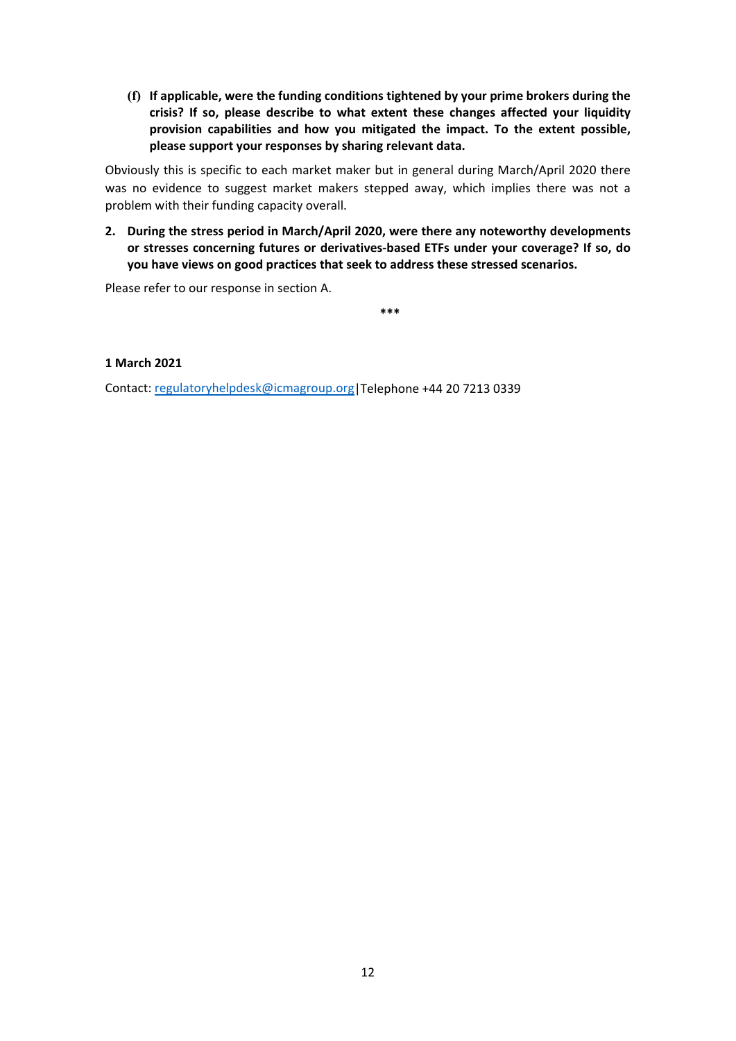**(f) If applicable, were the funding conditions tightened by your prime brokers during the crisis? If so, please describe to what extent these changes affected your liquidity provision capabilities and how you mitigated the impact. To the extent possible, please support your responses by sharing relevant data.**

Obviously this is specific to each market maker but in general during March/April 2020 there was no evidence to suggest market makers stepped away, which implies there was not a problem with their funding capacity overall.

**2. During the stress period in March/April 2020, were there any noteworthy developments or stresses concerning futures or derivatives-based ETFs under your coverage? If so, do you have views on good practices that seek to address these stressed scenarios.**

Please refer to our response in section A.

***

**1 March 2021**

Contact: [regulatoryhelpdesk@icmagroup.org](mailto:regulatoryhelpdesk@icmagroup.org)|Telephone +44 20 7213 0339